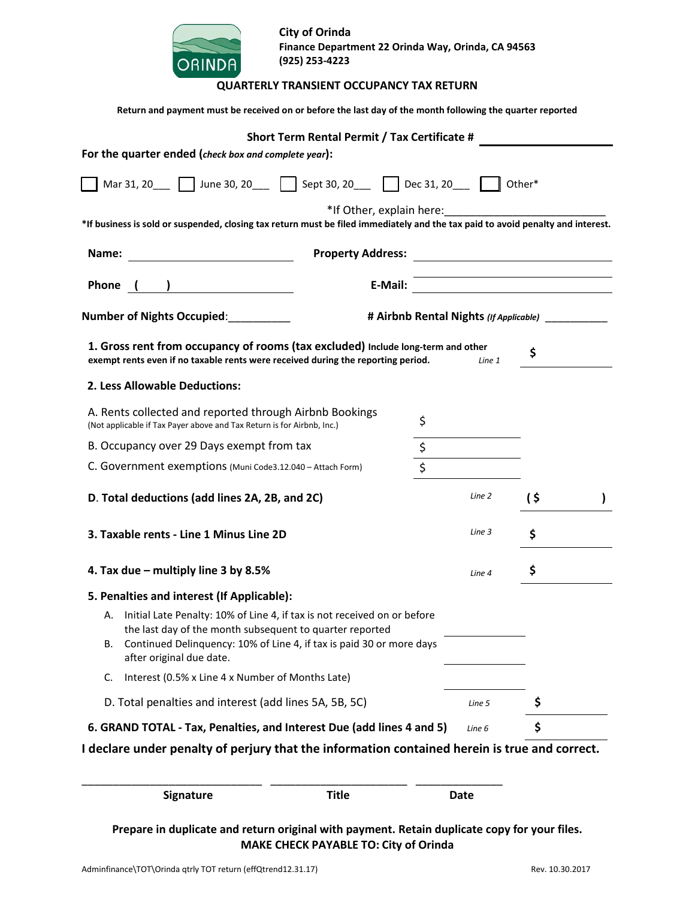**City of Orinda**
**Finance Department 22 Orinda Way, Orinda, CA 94563**
**(925) 253-4223**

## QUARTERLY TRANSIENT OCCUPANCY TAX RETURN

**Return and payment must be received on or before the last day of the month following the quarter reported**

**Short Term Rental Permit / Tax Certificate #** ______________

**For the quarter ended (*check box and complete year*):**

☐ Mar 31, 20___ ☐ June 30, 20___ ☐ Sept 30, 20___ ☐ Dec 31, 20___ ☐ Other*

*If Other, explain here:___________________________

**\*If business is sold or suspended, closing tax return must be filed immediately and the tax paid to avoid penalty and interest.**

**Name:** ______________________ **Property Address:** ______________________

______________________

**Phone** ( ) ______________________ **E-Mail:** ______________________

**Number of Nights Occupied**:__________ **# Airbnb Rental Nights** ***(If Applicable)*** __________

**1. Gross rent from occupancy of rooms (tax excluded)** **Include long-term and other exempt rents even if no taxable rents were received during the reporting period.** *Line 1* **$** __________

**2. Less Allowable Deductions:**

A. Rents collected and reported through Airbnb Bookings (Not applicable if Tax Payer above and Tax Return is for Airbnb, Inc.) $ __________

B. Occupancy over 29 Days exempt from tax $ __________

C. Government exemptions (Muni Code3.12.040 – Attach Form) $ __________

**D. Total deductions (add lines 2A, 2B, and 2C)** *Line 2* **( $ )**

**3. Taxable rents - Line 1 Minus Line 2D** *Line 3* **$** __________

**4. Tax due – multiply line 3 by 8.5%** *Line 4* **$** __________

**5. Penalties and interest (If Applicable):**

A. Initial Late Penalty: 10% of Line 4, if tax is not received on or before the last day of the month subsequent to quarter reported __________

B. Continued Delinquency: 10% of Line 4, if tax is paid 30 or more days after original due date. __________

C. Interest (0.5% x Line 4 x Number of Months Late) __________

D. Total penalties and interest (add lines 5A, 5B, 5C) *Line 5* **$** __________

**6. GRAND TOTAL - Tax, Penalties, and Interest Due (add lines 4 and 5)** *Line 6* **$** __________

**I declare under penalty of perjury that the information contained herein is true and correct.**

______________________________ ______________________ ______________

**Signature** **Title** **Date**

**Prepare in duplicate and return original with payment. Retain duplicate copy for your files.**
**MAKE CHECK PAYABLE TO: City of Orinda**

Adminfinance\TOT\Orinda qtrly TOT return (effQtrend12.31.17) Rev. 10.30.2017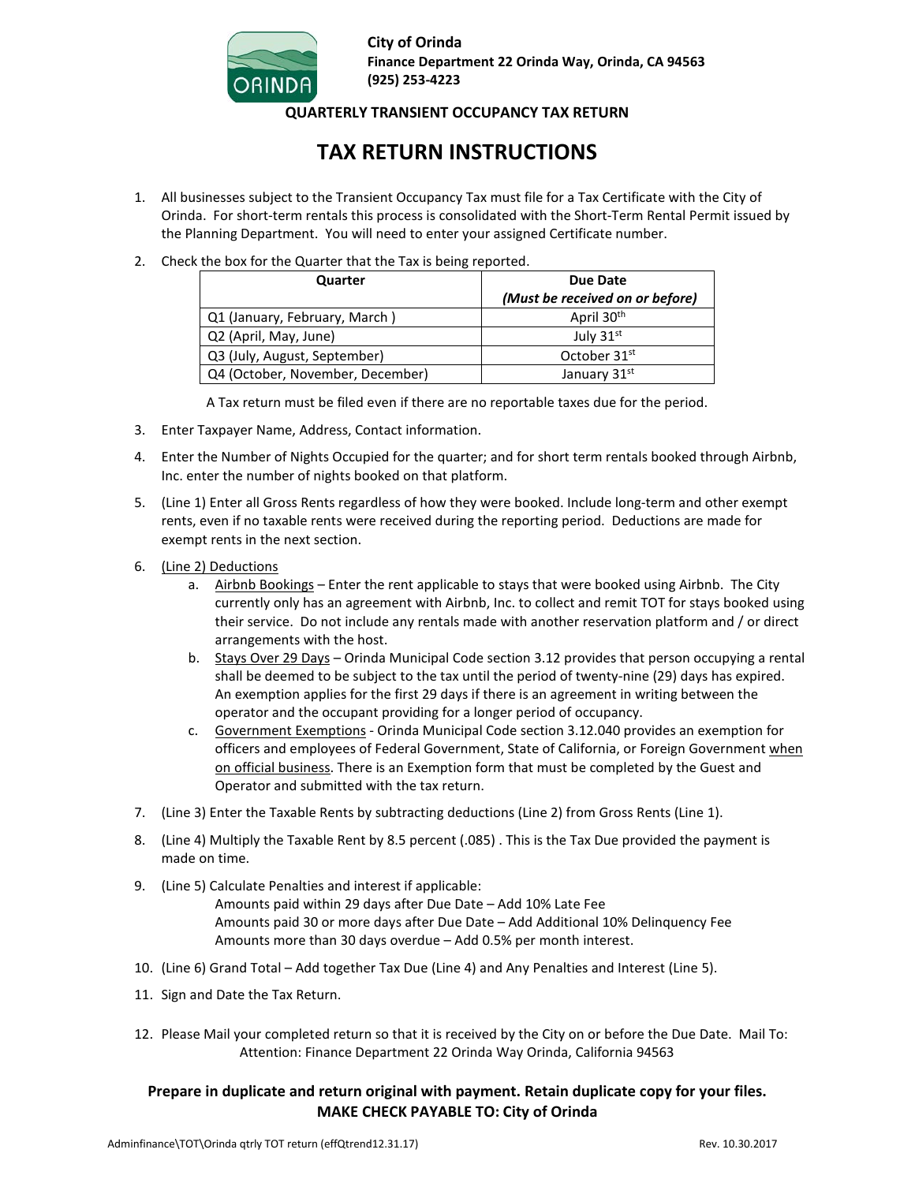City of Orinda
Finance Department 22 Orinda Way, Orinda, CA 94563
(925) 253-4223

**QUARTERLY TRANSIENT OCCUPANCY TAX RETURN**

# TAX RETURN INSTRUCTIONS

1. All businesses subject to the Transient Occupancy Tax must file for a Tax Certificate with the City of Orinda. For short-term rentals this process is consolidated with the Short-Term Rental Permit issued by the Planning Department. You will need to enter your assigned Certificate number.
2. Check the box for the Quarter that the Tax is being reported.

| Quarter | Due Date *(Must be received on or before)* |
|---|---|
| Q1 (January, February, March ) | April 30th |
| Q2 (April, May, June) | July 31st |
| Q3 (July, August, September) | October 31st |
| Q4 (October, November, December) | January 31st |

A Tax return must be filed even if there are no reportable taxes due for the period.

3. Enter Taxpayer Name, Address, Contact information.
4. Enter the Number of Nights Occupied for the quarter; and for short term rentals booked through Airbnb, Inc. enter the number of nights booked on that platform.
5. (Line 1) Enter all Gross Rents regardless of how they were booked. Include long-term and other exempt rents, even if no taxable rents were received during the reporting period. Deductions are made for exempt rents in the next section.
6. (Line 2) Deductions
   a. Airbnb Bookings – Enter the rent applicable to stays that were booked using Airbnb. The City currently only has an agreement with Airbnb, Inc. to collect and remit TOT for stays booked using their service. Do not include any rentals made with another reservation platform and / or direct arrangements with the host.
   b. Stays Over 29 Days – Orinda Municipal Code section 3.12 provides that person occupying a rental shall be deemed to be subject to the tax until the period of twenty-nine (29) days has expired. An exemption applies for the first 29 days if there is an agreement in writing between the operator and the occupant providing for a longer period of occupancy.
   c. Government Exemptions - Orinda Municipal Code section 3.12.040 provides an exemption for officers and employees of Federal Government, State of California, or Foreign Government when on official business. There is an Exemption form that must be completed by the Guest and Operator and submitted with the tax return.
7. (Line 3) Enter the Taxable Rents by subtracting deductions (Line 2) from Gross Rents (Line 1).
8. (Line 4) Multiply the Taxable Rent by 8.5 percent (.085) . This is the Tax Due provided the payment is made on time.
9. (Line 5) Calculate Penalties and interest if applicable:
   Amounts paid within 29 days after Due Date – Add 10% Late Fee
   Amounts paid 30 or more days after Due Date – Add Additional 10% Delinquency Fee
   Amounts more than 30 days overdue – Add 0.5% per month interest.
10. (Line 6) Grand Total – Add together Tax Due (Line 4) and Any Penalties and Interest (Line 5).
11. Sign and Date the Tax Return.
12. Please Mail your completed return so that it is received by the City on or before the Due Date. Mail To:
    Attention: Finance Department 22 Orinda Way Orinda, California 94563

**Prepare in duplicate and return original with payment. Retain duplicate copy for your files.**
**MAKE CHECK PAYABLE TO: City of Orinda**

Adminfinance\TOT\Orinda qtrly TOT return (effQtrend12.31.17) Rev. 10.30.2017